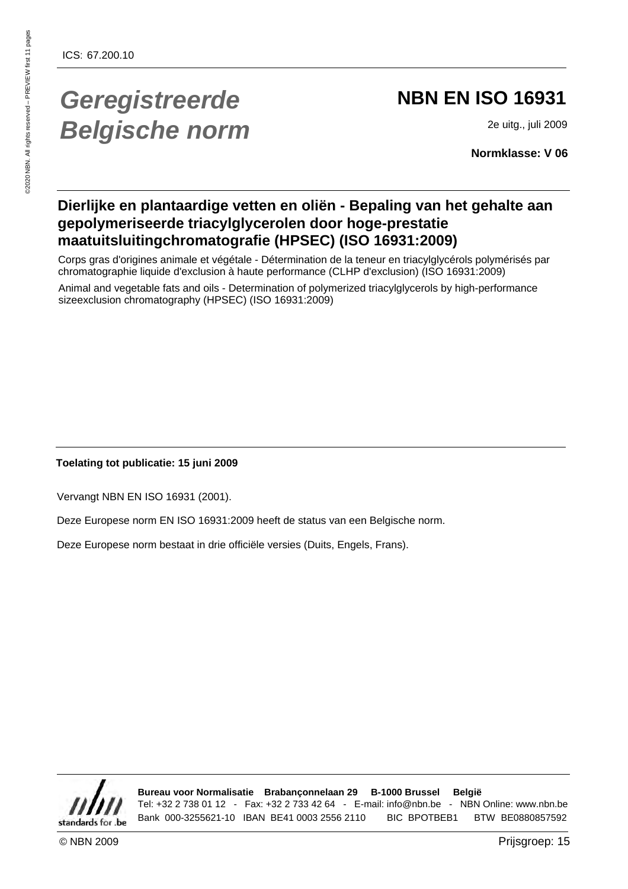ICS: 67.200.10

# *Geregistreerde Belgische norm*

# NBN EN ISO 16931

2e uitg., juli 2009

**Normklasse: V 06**

## Dierlijke en plantaardige vetten en oliën - Bepaling van het gehalte aan gepolymeriseerde triacylglycerolen door hoge-prestatie maatuitsluitingchromatografie (HPSEC) (ISO 16931:2009)

Corps gras d'origines animale et végétale - Détermination de la teneur en triacylglycérols polymérisés par chromatographie liquide d'exclusion à haute performance (CLHP d'exclusion) (ISO 16931:2009)

Animal and vegetable fats and oils - Determination of polymerized triacylglycerols by high-performance sizeexclusion chromatography (HPSEC) (ISO 16931:2009)

**Toelating tot publicatie: 15 juni 2009**

Vervangt NBN EN ISO 16931 (2001).

Deze Europese norm EN ISO 16931:2009 heeft de status van een Belgische norm.

Deze Europese norm bestaat in drie officiële versies (Duits, Engels, Frans).

**Bureau voor Normalisatie Brabançonnelaan 29 B-1000 Brussel België**
Tel: +32 2 738 01 12 - Fax: +32 2 733 42 64 - E-mail: info@nbn.be - NBN Online: www.nbn.be
Bank 000-3255621-10 IBAN BE41 0003 2556 2110 BIC BPOTBEB1 BTW BE0880857592

© NBN 2009 Prijsgroep: 15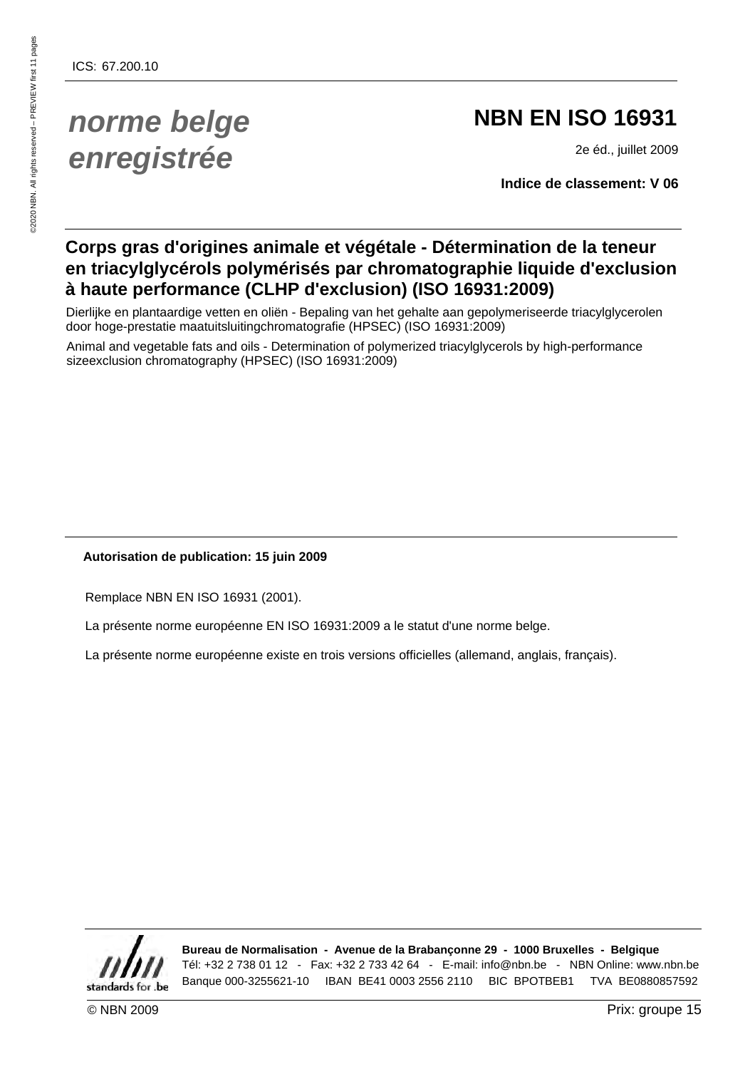ICS: 67.200.10

*norme belge enregistrée*

# NBN EN ISO 16931

2e éd., juillet 2009

**Indice de classement: V 06**

## Corps gras d'origines animale et végétale - Détermination de la teneur en triacylglycérols polymérisés par chromatographie liquide d'exclusion à haute performance (CLHP d'exclusion) (ISO 16931:2009)

Dierlijke en plantaardige vetten en oliën - Bepaling van het gehalte aan gepolymeriseerde triacylglycerolen door hoge-prestatie maatuitsluitingchromatografie (HPSEC) (ISO 16931:2009)

Animal and vegetable fats and oils - Determination of polymerized triacylglycerols by high-performance sizeexclusion chromatography (HPSEC) (ISO 16931:2009)

**Autorisation de publication: 15 juin 2009**

Remplace NBN EN ISO 16931 (2001).

La présente norme européenne EN ISO 16931:2009 a le statut d'une norme belge.

La présente norme européenne existe en trois versions officielles (allemand, anglais, français).

**Bureau de Normalisation - Avenue de la Brabançonne 29 - 1000 Bruxelles - Belgique**
Tél: +32 2 738 01 12 - Fax: +32 2 733 42 64 - E-mail: info@nbn.be - NBN Online: www.nbn.be
Banque 000-3255621-10 IBAN BE41 0003 2556 2110 BIC BPOTBEB1 TVA BE0880857592

© NBN 2009

Prix: groupe 15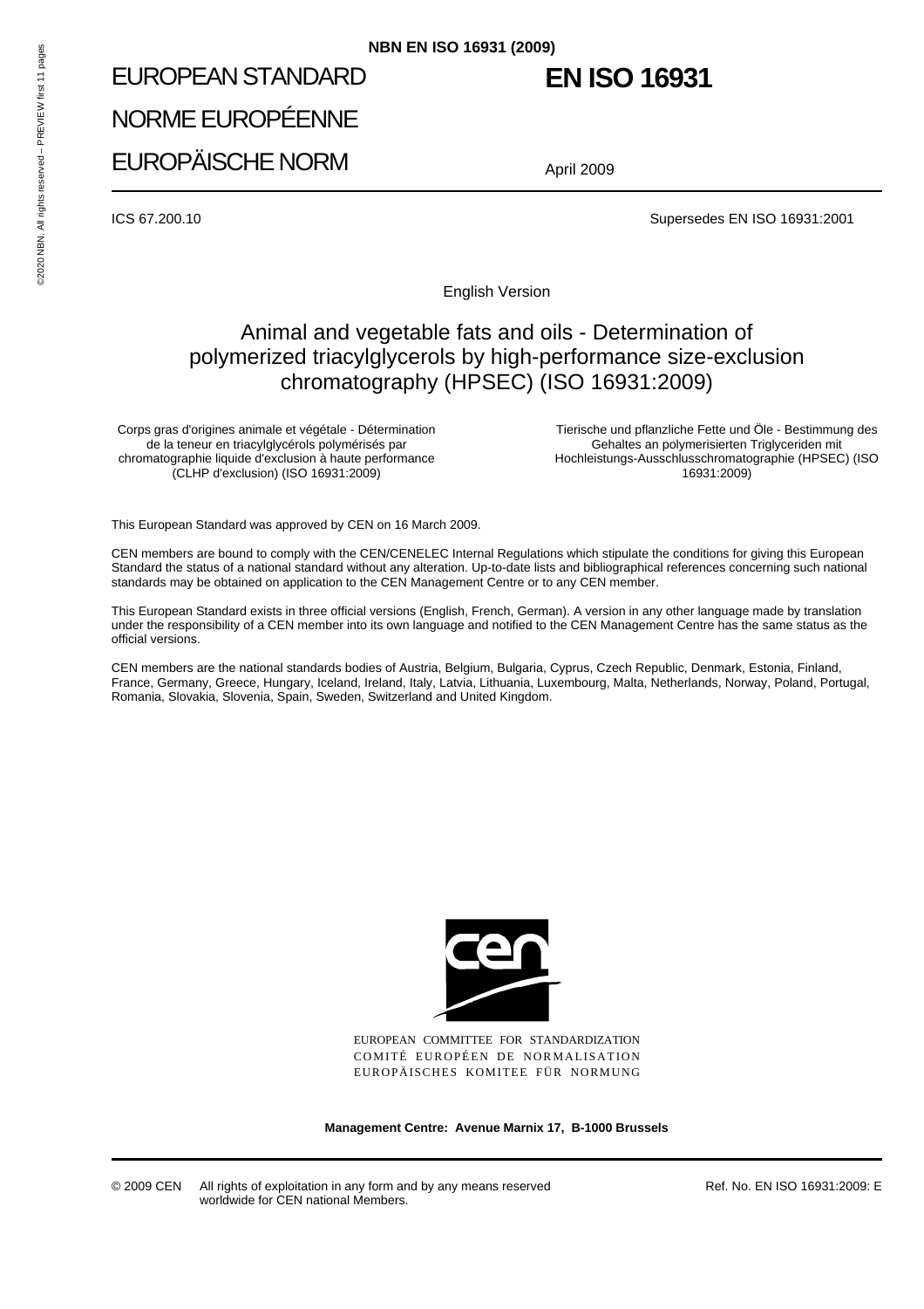NBN EN ISO 16931 (2009)

# EUROPEAN STANDARD

# NORME EUROPÉENNE

# EUROPÄISCHE NORM

# EN ISO 16931

April 2009

ICS 67.200.10

Supersedes EN ISO 16931:2001

English Version

## Animal and vegetable fats and oils - Determination of polymerized triacylglycerols by high-performance size-exclusion chromatography (HPSEC) (ISO 16931:2009)

Corps gras d'origines animale et végétale - Détermination de la teneur en triacylglycérols polymérisés par chromatographie liquide d'exclusion à haute performance (CLHP d'exclusion) (ISO 16931:2009)

Tierische und pflanzliche Fette und Öle - Bestimmung des Gehaltes an polymerisierten Triglyceriden mit Hochleistungs-Ausschlusschromatographie (HPSEC) (ISO 16931:2009)

This European Standard was approved by CEN on 16 March 2009.

CEN members are bound to comply with the CEN/CENELEC Internal Regulations which stipulate the conditions for giving this European Standard the status of a national standard without any alteration. Up-to-date lists and bibliographical references concerning such national standards may be obtained on application to the CEN Management Centre or to any CEN member.

This European Standard exists in three official versions (English, French, German). A version in any other language made by translation under the responsibility of a CEN member into its own language and notified to the CEN Management Centre has the same status as the official versions.

CEN members are the national standards bodies of Austria, Belgium, Bulgaria, Cyprus, Czech Republic, Denmark, Estonia, Finland, France, Germany, Greece, Hungary, Iceland, Ireland, Italy, Latvia, Lithuania, Luxembourg, Malta, Netherlands, Norway, Poland, Portugal, Romania, Slovakia, Slovenia, Spain, Sweden, Switzerland and United Kingdom.

EUROPEAN COMMITTEE FOR STANDARDIZATION
COMITÉ EUROPÉEN DE NORMALISATION
EUROPÄISCHES KOMITEE FÜR NORMUNG

**Management Centre: Avenue Marnix 17, B-1000 Brussels**

© 2009 CEN All rights of exploitation in any form and by any means reserved worldwide for CEN national Members.

Ref. No. EN ISO 16931:2009: E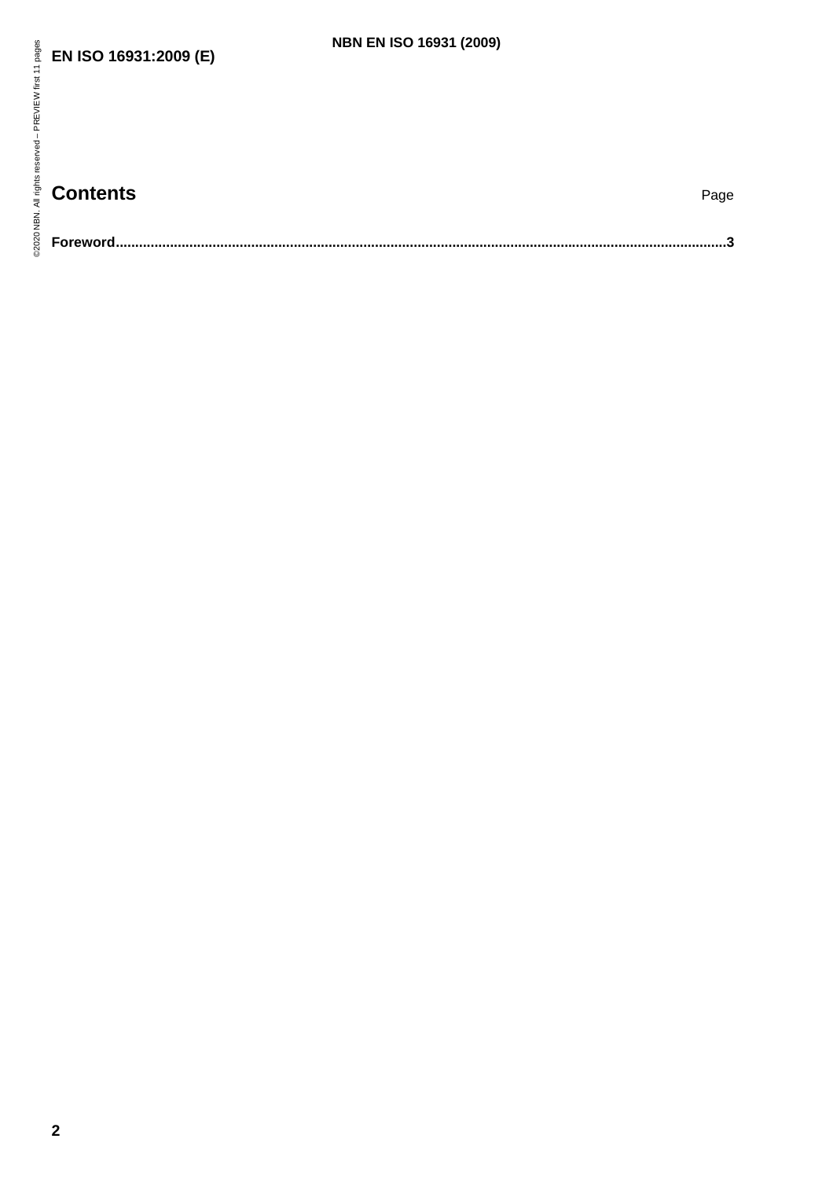# Contents

Page

**Foreword.............................................................................................................................................3**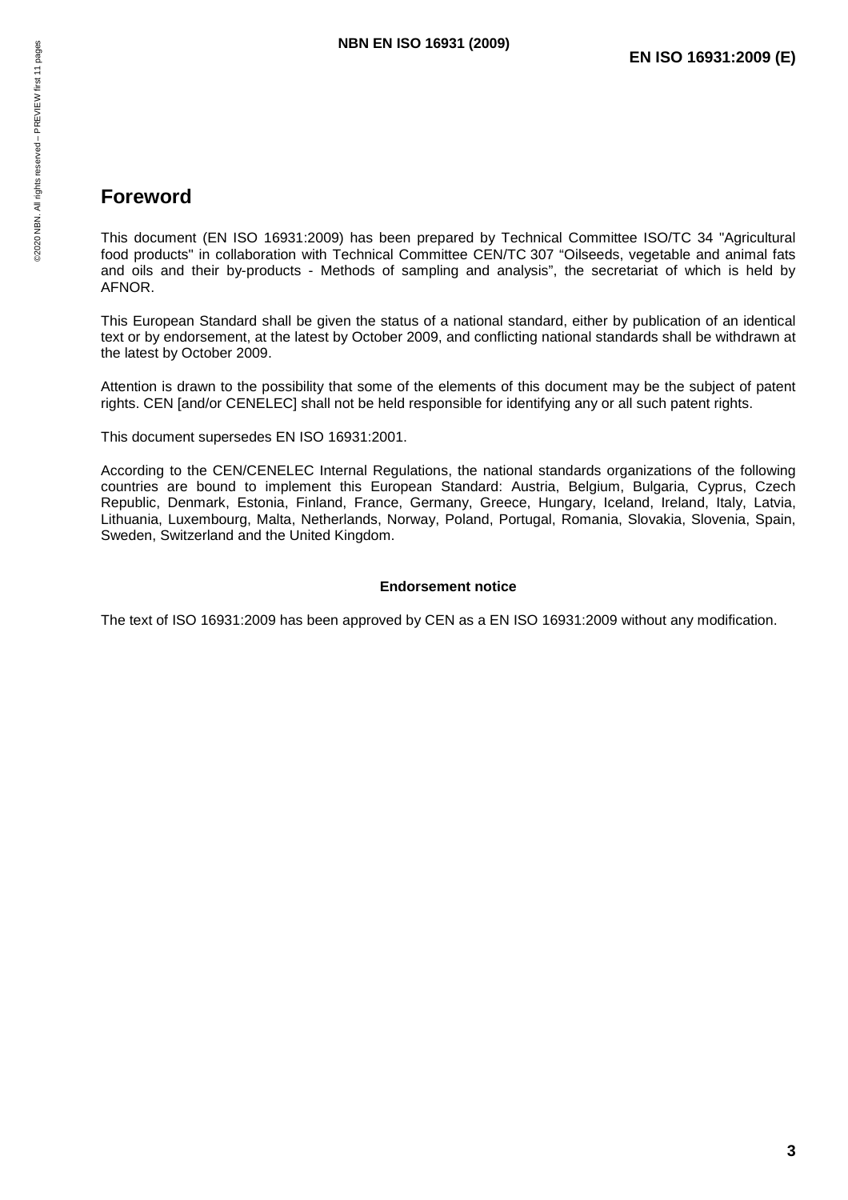## Foreword

This document (EN ISO 16931:2009) has been prepared by Technical Committee ISO/TC 34 "Agricultural food products" in collaboration with Technical Committee CEN/TC 307 “Oilseeds, vegetable and animal fats and oils and their by-products - Methods of sampling and analysis”, the secretariat of which is held by AFNOR.

This European Standard shall be given the status of a national standard, either by publication of an identical text or by endorsement, at the latest by October 2009, and conflicting national standards shall be withdrawn at the latest by October 2009.

Attention is drawn to the possibility that some of the elements of this document may be the subject of patent rights. CEN [and/or CENELEC] shall not be held responsible for identifying any or all such patent rights.

This document supersedes EN ISO 16931:2001.

According to the CEN/CENELEC Internal Regulations, the national standards organizations of the following countries are bound to implement this European Standard: Austria, Belgium, Bulgaria, Cyprus, Czech Republic, Denmark, Estonia, Finland, France, Germany, Greece, Hungary, Iceland, Ireland, Italy, Latvia, Lithuania, Luxembourg, Malta, Netherlands, Norway, Poland, Portugal, Romania, Slovakia, Slovenia, Spain, Sweden, Switzerland and the United Kingdom.

**Endorsement notice**

The text of ISO 16931:2009 has been approved by CEN as a EN ISO 16931:2009 without any modification.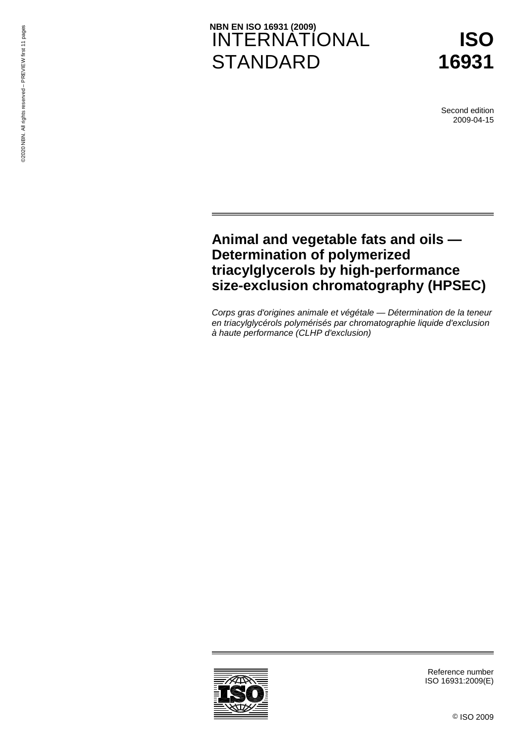NBN EN ISO 16931 (2009)

# INTERNATIONAL STANDARD

# ISO 16931

Second edition
2009-04-15

## Animal and vegetable fats and oils — Determination of polymerized triacylglycerols by high-performance size-exclusion chromatography (HPSEC)

*Corps gras d'origines animale et végétale — Détermination de la teneur en triacylglycérols polymérisés par chromatographie liquide d'exclusion à haute performance (CLHP d'exclusion)*

Reference number
ISO 16931:2009(E)

© ISO 2009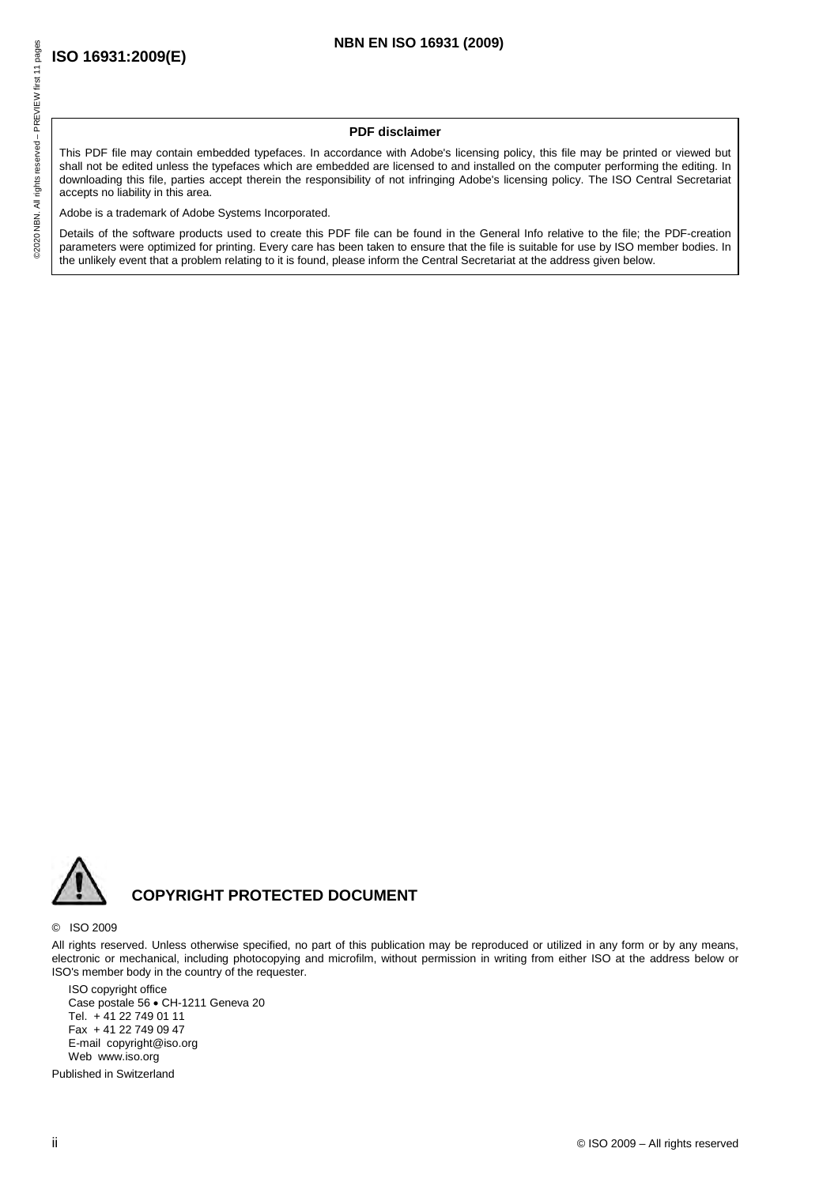**PDF disclaimer**

This PDF file may contain embedded typefaces. In accordance with Adobe's licensing policy, this file may be printed or viewed but shall not be edited unless the typefaces which are embedded are licensed to and installed on the computer performing the editing. In downloading this file, parties accept therein the responsibility of not infringing Adobe's licensing policy. The ISO Central Secretariat accepts no liability in this area.

Adobe is a trademark of Adobe Systems Incorporated.

Details of the software products used to create this PDF file can be found in the General Info relative to the file; the PDF-creation parameters were optimized for printing. Every care has been taken to ensure that the file is suitable for use by ISO member bodies. In the unlikely event that a problem relating to it is found, please inform the Central Secretariat at the address given below.

## COPYRIGHT PROTECTED DOCUMENT

© ISO 2009

All rights reserved. Unless otherwise specified, no part of this publication may be reproduced or utilized in any form or by any means, electronic or mechanical, including photocopying and microfilm, without permission in writing from either ISO at the address below or ISO's member body in the country of the requester.

ISO copyright office
Case postale 56 • CH-1211 Geneva 20
Tel. + 41 22 749 01 11
Fax + 41 22 749 09 47
E-mail copyright@iso.org
Web www.iso.org

Published in Switzerland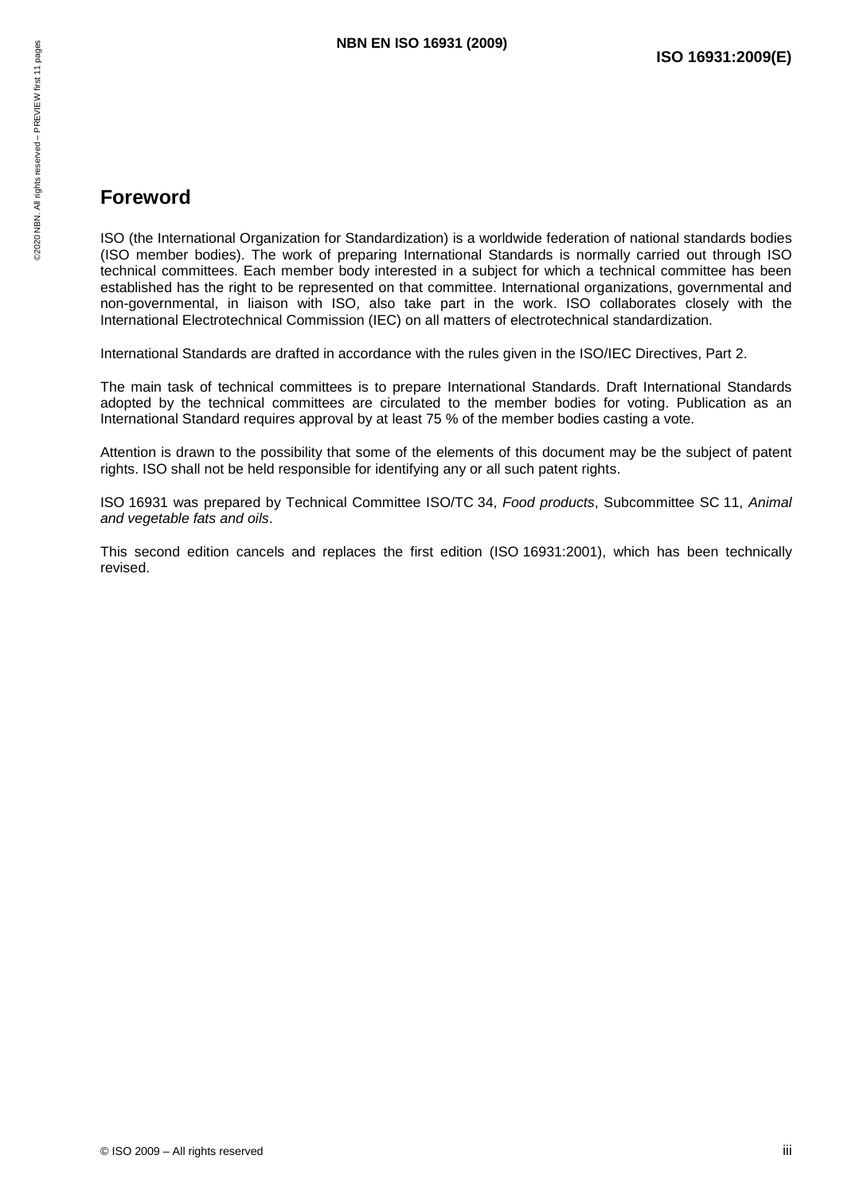# Foreword

ISO (the International Organization for Standardization) is a worldwide federation of national standards bodies (ISO member bodies). The work of preparing International Standards is normally carried out through ISO technical committees. Each member body interested in a subject for which a technical committee has been established has the right to be represented on that committee. International organizations, governmental and non-governmental, in liaison with ISO, also take part in the work. ISO collaborates closely with the International Electrotechnical Commission (IEC) on all matters of electrotechnical standardization.

International Standards are drafted in accordance with the rules given in the ISO/IEC Directives, Part 2.

The main task of technical committees is to prepare International Standards. Draft International Standards adopted by the technical committees are circulated to the member bodies for voting. Publication as an International Standard requires approval by at least 75 % of the member bodies casting a vote.

Attention is drawn to the possibility that some of the elements of this document may be the subject of patent rights. ISO shall not be held responsible for identifying any or all such patent rights.

ISO 16931 was prepared by Technical Committee ISO/TC 34, *Food products*, Subcommittee SC 11, *Animal and vegetable fats and oils*.

This second edition cancels and replaces the first edition (ISO 16931:2001), which has been technically revised.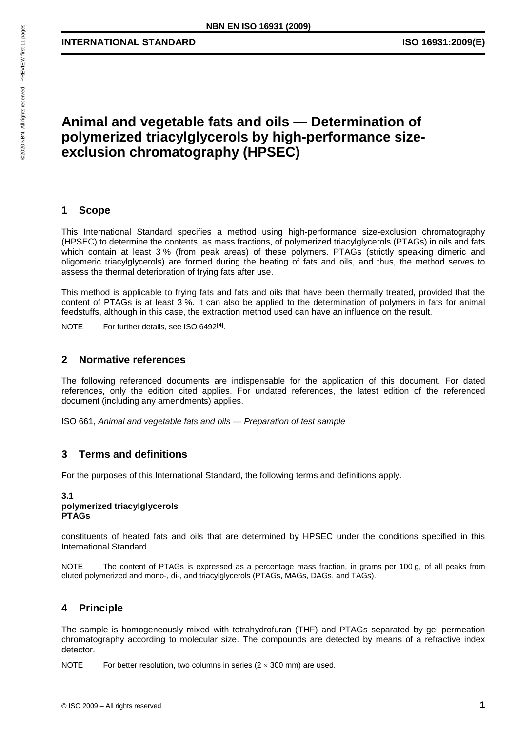# Animal and vegetable fats and oils — Determination of polymerized triacylglycerols by high-performance size-exclusion chromatography (HPSEC)

## 1 Scope

This International Standard specifies a method using high-performance size-exclusion chromatography (HPSEC) to determine the contents, as mass fractions, of polymerized triacylglycerols (PTAGs) in oils and fats which contain at least 3 % (from peak areas) of these polymers. PTAGs (strictly speaking dimeric and oligomeric triacylglycerols) are formed during the heating of fats and oils, and thus, the method serves to assess the thermal deterioration of frying fats after use.

This method is applicable to frying fats and fats and oils that have been thermally treated, provided that the content of PTAGs is at least 3 %. It can also be applied to the determination of polymers in fats for animal feedstuffs, although in this case, the extraction method used can have an influence on the result.

NOTE For further details, see ISO 6492[4].

## 2 Normative references

The following referenced documents are indispensable for the application of this document. For dated references, only the edition cited applies. For undated references, the latest edition of the referenced document (including any amendments) applies.

ISO 661, *Animal and vegetable fats and oils — Preparation of test sample*

## 3 Terms and definitions

For the purposes of this International Standard, the following terms and definitions apply.

**3.1**
**polymerized triacylglycerols**
**PTAGs**

constituents of heated fats and oils that are determined by HPSEC under the conditions specified in this International Standard

NOTE The content of PTAGs is expressed as a percentage mass fraction, in grams per 100 g, of all peaks from eluted polymerized and mono-, di-, and triacylglycerols (PTAGs, MAGs, DAGs, and TAGs).

## 4 Principle

The sample is homogeneously mixed with tetrahydrofuran (THF) and PTAGs separated by gel permeation chromatography according to molecular size. The compounds are detected by means of a refractive index detector.

NOTE For better resolution, two columns in series ($2 \times 300$ mm) are used.